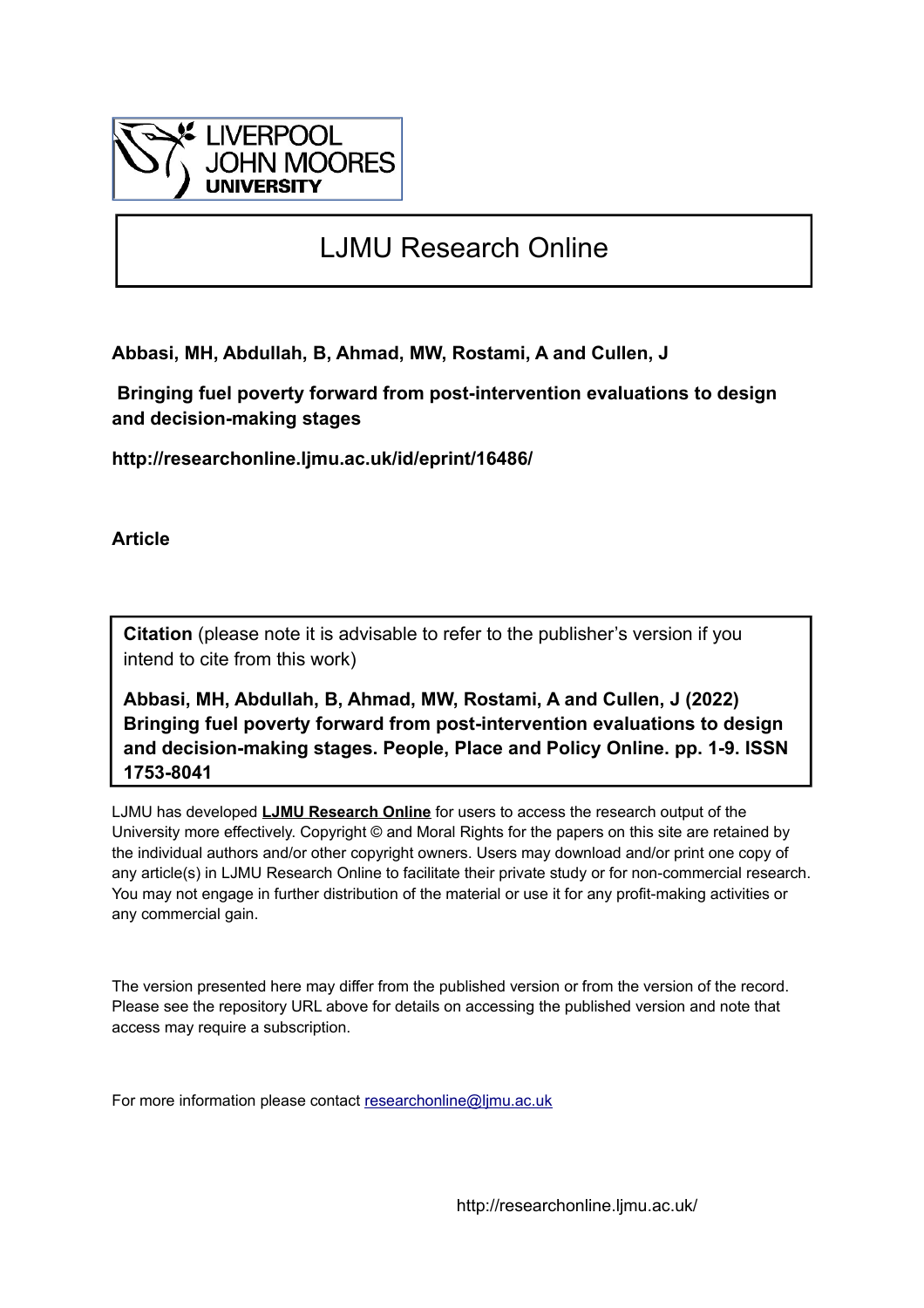LIVERPOOL JOHN MOORES UNIVERSITY

# LJMU Research Online

**Abbasi, MH, Abdullah, B, Ahmad, MW, Rostami, A and Cullen, J**

**Bringing fuel poverty forward from post-intervention evaluations to design and decision-making stages**

**http://researchonline.ljmu.ac.uk/id/eprint/16486/**

**Article**

**Citation** (please note it is advisable to refer to the publisher's version if you intend to cite from this work)

**Abbasi, MH, Abdullah, B, Ahmad, MW, Rostami, A and Cullen, J (2022) Bringing fuel poverty forward from post-intervention evaluations to design and decision-making stages. People, Place and Policy Online. pp. 1-9. ISSN 1753-8041**

LJMU has developed **LJMU Research Online** for users to access the research output of the University more effectively. Copyright © and Moral Rights for the papers on this site are retained by the individual authors and/or other copyright owners. Users may download and/or print one copy of any article(s) in LJMU Research Online to facilitate their private study or for non-commercial research. You may not engage in further distribution of the material or use it for any profit-making activities or any commercial gain.

The version presented here may differ from the published version or from the version of the record. Please see the repository URL above for details on accessing the published version and note that access may require a subscription.

For more information please contact researchonline@ljmu.ac.uk

http://researchonline.ljmu.ac.uk/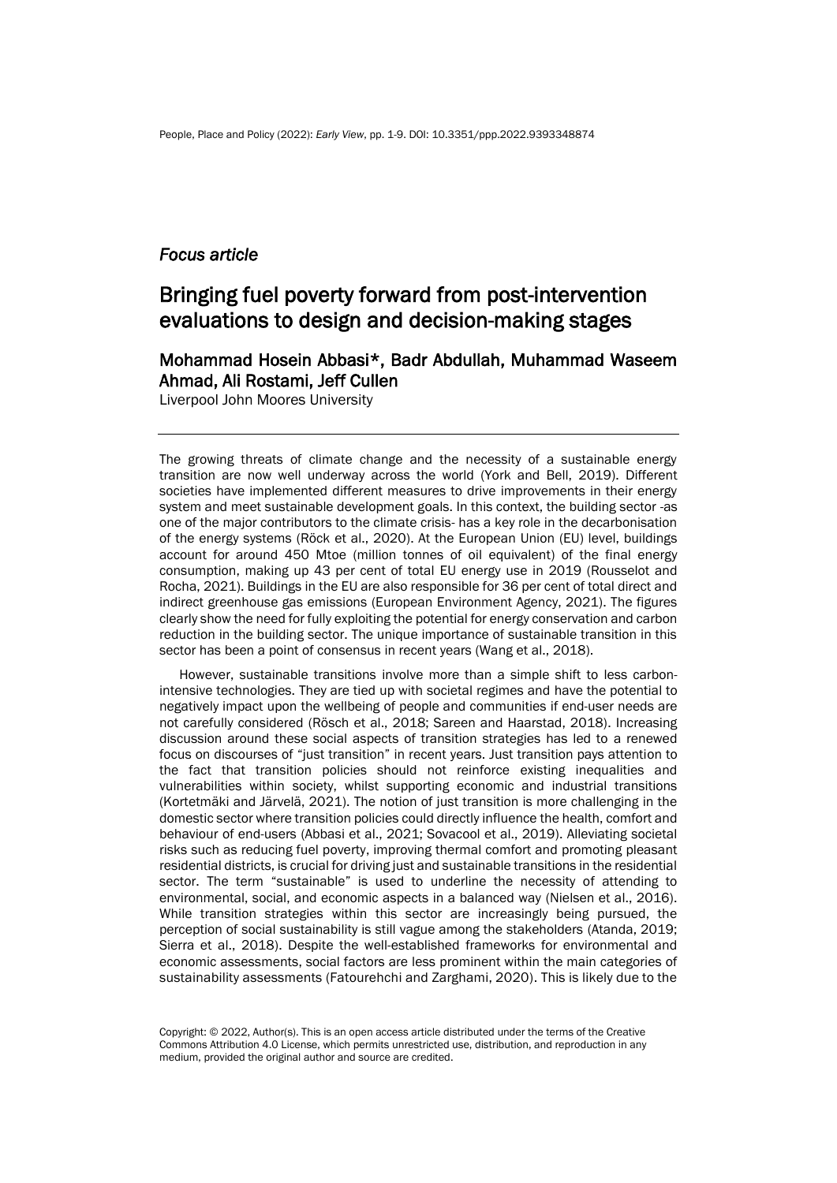*Focus article*

# Bringing fuel poverty forward from post-intervention evaluations to design and decision-making stages

## Mohammad Hosein Abbasi*, Badr Abdullah, Muhammad Waseem Ahmad, Ali Rostami, Jeff Cullen

Liverpool John Moores University

---

The growing threats of climate change and the necessity of a sustainable energy transition are now well underway across the world (York and Bell, 2019). Different societies have implemented different measures to drive improvements in their energy system and meet sustainable development goals. In this context, the building sector -as one of the major contributors to the climate crisis- has a key role in the decarbonisation of the energy systems (Röck et al., 2020). At the European Union (EU) level, buildings account for around 450 Mtoe (million tonnes of oil equivalent) of the final energy consumption, making up 43 per cent of total EU energy use in 2019 (Rousselot and Rocha, 2021). Buildings in the EU are also responsible for 36 per cent of total direct and indirect greenhouse gas emissions (European Environment Agency, 2021). The figures clearly show the need for fully exploiting the potential for energy conservation and carbon reduction in the building sector. The unique importance of sustainable transition in this sector has been a point of consensus in recent years (Wang et al., 2018).

However, sustainable transitions involve more than a simple shift to less carbon-intensive technologies. They are tied up with societal regimes and have the potential to negatively impact upon the wellbeing of people and communities if end-user needs are not carefully considered (Rösch et al., 2018; Sareen and Haarstad, 2018). Increasing discussion around these social aspects of transition strategies has led to a renewed focus on discourses of "just transition" in recent years. Just transition pays attention to the fact that transition policies should not reinforce existing inequalities and vulnerabilities within society, whilst supporting economic and industrial transitions (Kortetmäki and Järvelä, 2021). The notion of just transition is more challenging in the domestic sector where transition policies could directly influence the health, comfort and behaviour of end-users (Abbasi et al., 2021; Sovacool et al., 2019). Alleviating societal risks such as reducing fuel poverty, improving thermal comfort and promoting pleasant residential districts, is crucial for driving just and sustainable transitions in the residential sector. The term "sustainable" is used to underline the necessity of attending to environmental, social, and economic aspects in a balanced way (Nielsen et al., 2016). While transition strategies within this sector are increasingly being pursued, the perception of social sustainability is still vague among the stakeholders (Atanda, 2019; Sierra et al., 2018). Despite the well-established frameworks for environmental and economic assessments, social factors are less prominent within the main categories of sustainability assessments (Fatourehchi and Zarghami, 2020). This is likely due to the

Copyright: © 2022, Author(s). This is an open access article distributed under the terms of the Creative Commons Attribution 4.0 License, which permits unrestricted use, distribution, and reproduction in any medium, provided the original author and source are credited.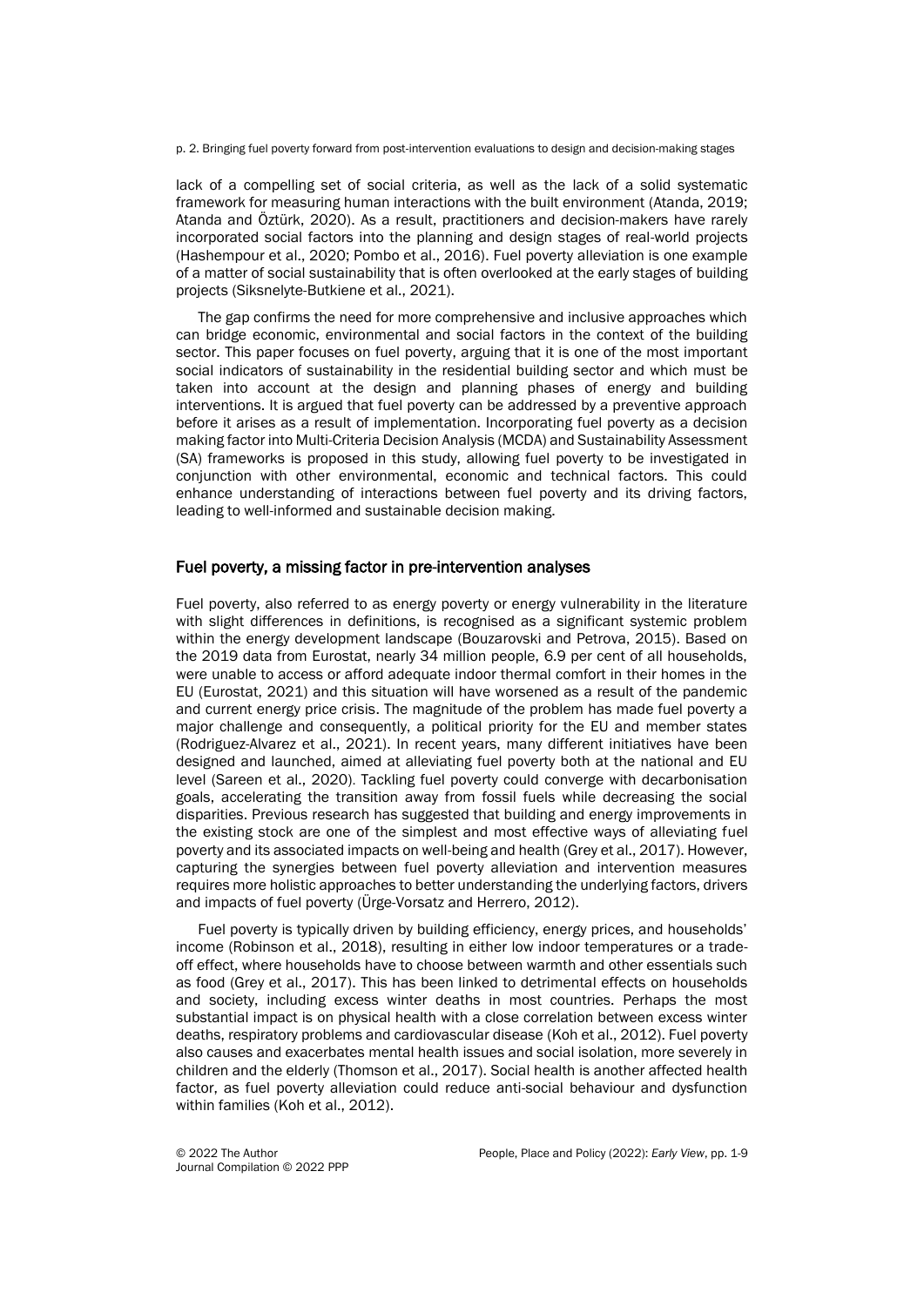lack of a compelling set of social criteria, as well as the lack of a solid systematic framework for measuring human interactions with the built environment (Atanda, 2019; Atanda and Öztürk, 2020). As a result, practitioners and decision-makers have rarely incorporated social factors into the planning and design stages of real-world projects (Hashempour et al., 2020; Pombo et al., 2016). Fuel poverty alleviation is one example of a matter of social sustainability that is often overlooked at the early stages of building projects (Siksnelyte-Butkiene et al., 2021).

The gap confirms the need for more comprehensive and inclusive approaches which can bridge economic, environmental and social factors in the context of the building sector. This paper focuses on fuel poverty, arguing that it is one of the most important social indicators of sustainability in the residential building sector and which must be taken into account at the design and planning phases of energy and building interventions. It is argued that fuel poverty can be addressed by a preventive approach before it arises as a result of implementation. Incorporating fuel poverty as a decision making factor into Multi-Criteria Decision Analysis (MCDA) and Sustainability Assessment (SA) frameworks is proposed in this study, allowing fuel poverty to be investigated in conjunction with other environmental, economic and technical factors. This could enhance understanding of interactions between fuel poverty and its driving factors, leading to well-informed and sustainable decision making.

## Fuel poverty, a missing factor in pre-intervention analyses

Fuel poverty, also referred to as energy poverty or energy vulnerability in the literature with slight differences in definitions, is recognised as a significant systemic problem within the energy development landscape (Bouzarovski and Petrova, 2015). Based on the 2019 data from Eurostat, nearly 34 million people, 6.9 per cent of all households, were unable to access or afford adequate indoor thermal comfort in their homes in the EU (Eurostat, 2021) and this situation will have worsened as a result of the pandemic and current energy price crisis. The magnitude of the problem has made fuel poverty a major challenge and consequently, a political priority for the EU and member states (Rodriguez-Alvarez et al., 2021). In recent years, many different initiatives have been designed and launched, aimed at alleviating fuel poverty both at the national and EU level (Sareen et al., 2020). Tackling fuel poverty could converge with decarbonisation goals, accelerating the transition away from fossil fuels while decreasing the social disparities. Previous research has suggested that building and energy improvements in the existing stock are one of the simplest and most effective ways of alleviating fuel poverty and its associated impacts on well-being and health (Grey et al., 2017). However, capturing the synergies between fuel poverty alleviation and intervention measures requires more holistic approaches to better understanding the underlying factors, drivers and impacts of fuel poverty (Ürge-Vorsatz and Herrero, 2012).

Fuel poverty is typically driven by building efficiency, energy prices, and households' income (Robinson et al., 2018), resulting in either low indoor temperatures or a trade-off effect, where households have to choose between warmth and other essentials such as food (Grey et al., 2017). This has been linked to detrimental effects on households and society, including excess winter deaths in most countries. Perhaps the most substantial impact is on physical health with a close correlation between excess winter deaths, respiratory problems and cardiovascular disease (Koh et al., 2012). Fuel poverty also causes and exacerbates mental health issues and social isolation, more severely in children and the elderly (Thomson et al., 2017). Social health is another affected health factor, as fuel poverty alleviation could reduce anti-social behaviour and dysfunction within families (Koh et al., 2012).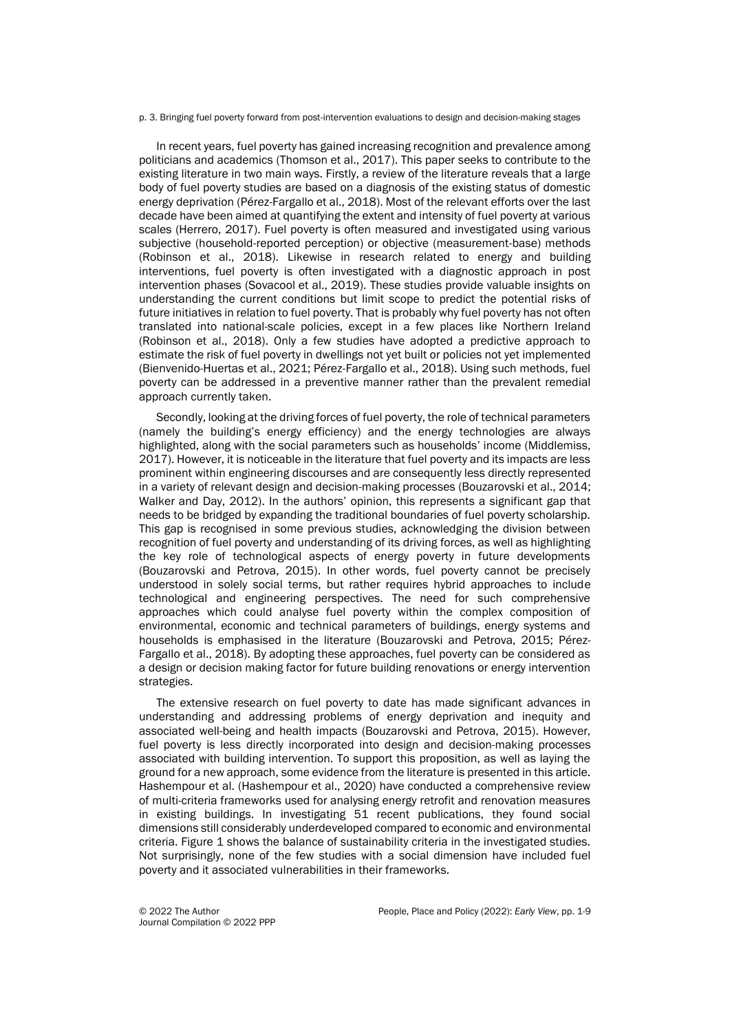In recent years, fuel poverty has gained increasing recognition and prevalence among politicians and academics (Thomson et al., 2017). This paper seeks to contribute to the existing literature in two main ways. Firstly, a review of the literature reveals that a large body of fuel poverty studies are based on a diagnosis of the existing status of domestic energy deprivation (Pérez-Fargallo et al., 2018). Most of the relevant efforts over the last decade have been aimed at quantifying the extent and intensity of fuel poverty at various scales (Herrero, 2017). Fuel poverty is often measured and investigated using various subjective (household-reported perception) or objective (measurement-base) methods (Robinson et al., 2018). Likewise in research related to energy and building interventions, fuel poverty is often investigated with a diagnostic approach in post intervention phases (Sovacool et al., 2019). These studies provide valuable insights on understanding the current conditions but limit scope to predict the potential risks of future initiatives in relation to fuel poverty. That is probably why fuel poverty has not often translated into national-scale policies, except in a few places like Northern Ireland (Robinson et al., 2018). Only a few studies have adopted a predictive approach to estimate the risk of fuel poverty in dwellings not yet built or policies not yet implemented (Bienvenido-Huertas et al., 2021; Pérez-Fargallo et al., 2018). Using such methods, fuel poverty can be addressed in a preventive manner rather than the prevalent remedial approach currently taken.

Secondly, looking at the driving forces of fuel poverty, the role of technical parameters (namely the building's energy efficiency) and the energy technologies are always highlighted, along with the social parameters such as households' income (Middlemiss, 2017). However, it is noticeable in the literature that fuel poverty and its impacts are less prominent within engineering discourses and are consequently less directly represented in a variety of relevant design and decision-making processes (Bouzarovski et al., 2014; Walker and Day, 2012). In the authors' opinion, this represents a significant gap that needs to be bridged by expanding the traditional boundaries of fuel poverty scholarship. This gap is recognised in some previous studies, acknowledging the division between recognition of fuel poverty and understanding of its driving forces, as well as highlighting the key role of technological aspects of energy poverty in future developments (Bouzarovski and Petrova, 2015). In other words, fuel poverty cannot be precisely understood in solely social terms, but rather requires hybrid approaches to include technological and engineering perspectives. The need for such comprehensive approaches which could analyse fuel poverty within the complex composition of environmental, economic and technical parameters of buildings, energy systems and households is emphasised in the literature (Bouzarovski and Petrova, 2015; Pérez-Fargallo et al., 2018). By adopting these approaches, fuel poverty can be considered as a design or decision making factor for future building renovations or energy intervention strategies.

The extensive research on fuel poverty to date has made significant advances in understanding and addressing problems of energy deprivation and inequity and associated well-being and health impacts (Bouzarovski and Petrova, 2015). However, fuel poverty is less directly incorporated into design and decision-making processes associated with building intervention. To support this proposition, as well as laying the ground for a new approach, some evidence from the literature is presented in this article. Hashempour et al. (Hashempour et al., 2020) have conducted a comprehensive review of multi-criteria frameworks used for analysing energy retrofit and renovation measures in existing buildings. In investigating 51 recent publications, they found social dimensions still considerably underdeveloped compared to economic and environmental criteria. Figure 1 shows the balance of sustainability criteria in the investigated studies. Not surprisingly, none of the few studies with a social dimension have included fuel poverty and it associated vulnerabilities in their frameworks.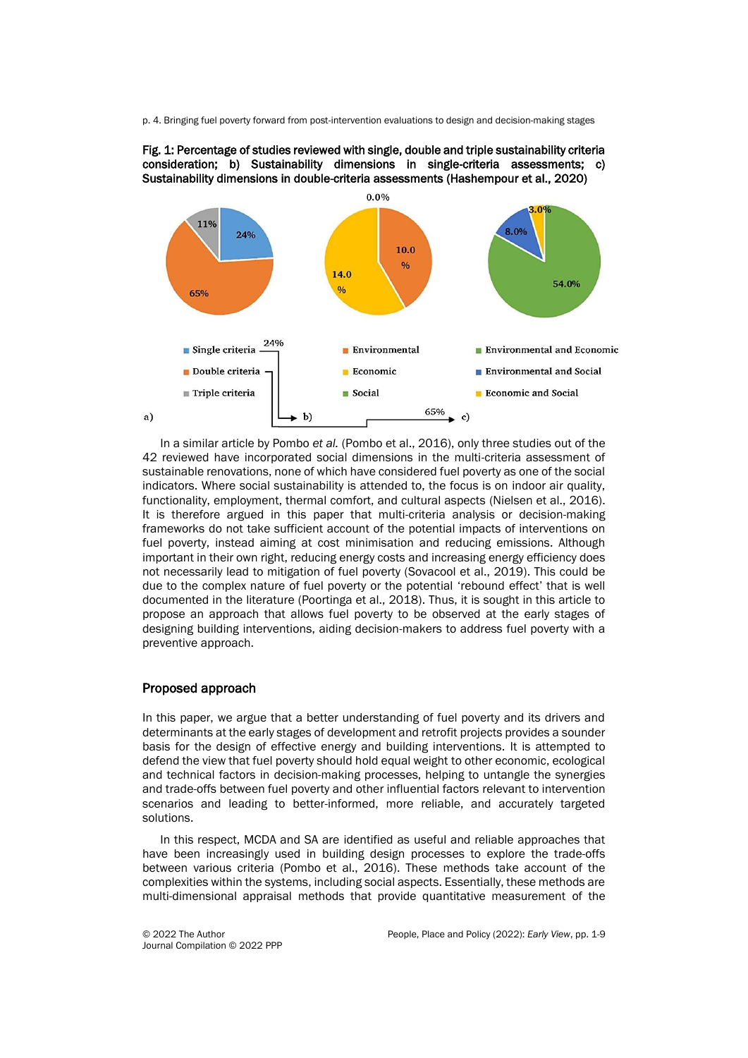**Fig. 1: Percentage of studies reviewed with single, double and triple sustainability criteria consideration; b) Sustainability dimensions in single-criteria assessments; c) Sustainability dimensions in double-criteria assessments (Hashempour et al., 2020)**

11%
24%
65%
0.0%
10.0 %
14.0 %
3.0%
8.0%
54.0%

Single criteria
Double criteria
Triple criteria
24%
Environmental
Economic
Social
Environmental and Economic
Environmental and Social
Economic and Social
a)
b)
65%
c)

In a similar article by Pombo *et al.* (Pombo et al., 2016), only three studies out of the 42 reviewed have incorporated social dimensions in the multi-criteria assessment of sustainable renovations, none of which have considered fuel poverty as one of the social indicators. Where social sustainability is attended to, the focus is on indoor air quality, functionality, employment, thermal comfort, and cultural aspects (Nielsen et al., 2016). It is therefore argued in this paper that multi-criteria analysis or decision-making frameworks do not take sufficient account of the potential impacts of interventions on fuel poverty, instead aiming at cost minimisation and reducing emissions. Although important in their own right, reducing energy costs and increasing energy efficiency does not necessarily lead to mitigation of fuel poverty (Sovacool et al., 2019). This could be due to the complex nature of fuel poverty or the potential 'rebound effect' that is well documented in the literature (Poortinga et al., 2018). Thus, it is sought in this article to propose an approach that allows fuel poverty to be observed at the early stages of designing building interventions, aiding decision-makers to address fuel poverty with a preventive approach.

## Proposed approach

In this paper, we argue that a better understanding of fuel poverty and its drivers and determinants at the early stages of development and retrofit projects provides a sounder basis for the design of effective energy and building interventions. It is attempted to defend the view that fuel poverty should hold equal weight to other economic, ecological and technical factors in decision-making processes, helping to untangle the synergies and trade-offs between fuel poverty and other influential factors relevant to intervention scenarios and leading to better-informed, more reliable, and accurately targeted solutions.

In this respect, MCDA and SA are identified as useful and reliable approaches that have been increasingly used in building design processes to explore the trade-offs between various criteria (Pombo et al., 2016). These methods take account of the complexities within the systems, including social aspects. Essentially, these methods are multi-dimensional appraisal methods that provide quantitative measurement of the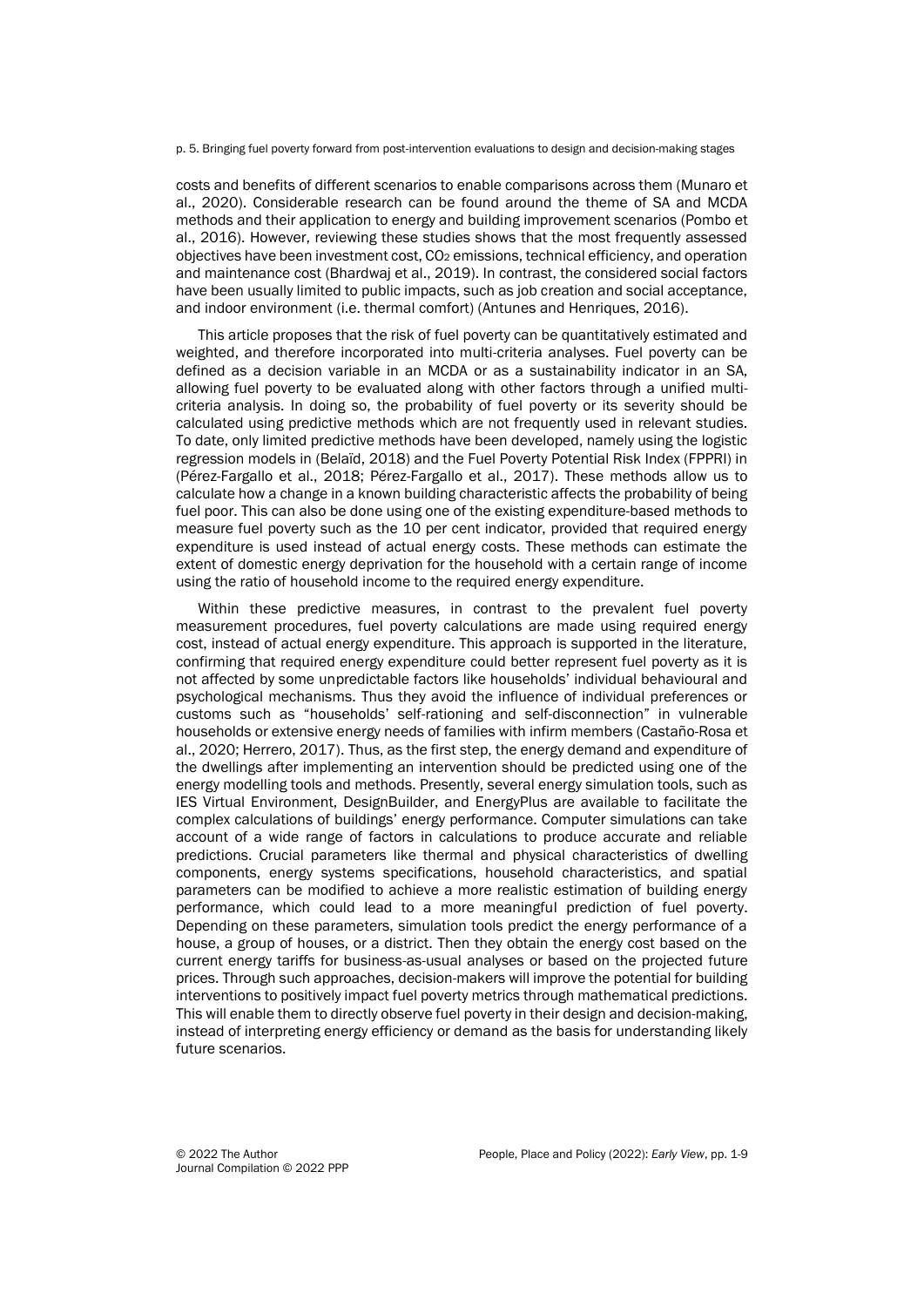costs and benefits of different scenarios to enable comparisons across them (Munaro et al., 2020). Considerable research can be found around the theme of SA and MCDA methods and their application to energy and building improvement scenarios (Pombo et al., 2016). However, reviewing these studies shows that the most frequently assessed objectives have been investment cost, $CO_2$ emissions, technical efficiency, and operation and maintenance cost (Bhardwaj et al., 2019). In contrast, the considered social factors have been usually limited to public impacts, such as job creation and social acceptance, and indoor environment (i.e. thermal comfort) (Antunes and Henriques, 2016).

This article proposes that the risk of fuel poverty can be quantitatively estimated and weighted, and therefore incorporated into multi-criteria analyses. Fuel poverty can be defined as a decision variable in an MCDA or as a sustainability indicator in an SA, allowing fuel poverty to be evaluated along with other factors through a unified multi-criteria analysis. In doing so, the probability of fuel poverty or its severity should be calculated using predictive methods which are not frequently used in relevant studies. To date, only limited predictive methods have been developed, namely using the logistic regression models in (Belaïd, 2018) and the Fuel Poverty Potential Risk Index (FPPRI) in (Pérez-Fargallo et al., 2018; Pérez-Fargallo et al., 2017). These methods allow us to calculate how a change in a known building characteristic affects the probability of being fuel poor. This can also be done using one of the existing expenditure-based methods to measure fuel poverty such as the 10 per cent indicator, provided that required energy expenditure is used instead of actual energy costs. These methods can estimate the extent of domestic energy deprivation for the household with a certain range of income using the ratio of household income to the required energy expenditure.

Within these predictive measures, in contrast to the prevalent fuel poverty measurement procedures, fuel poverty calculations are made using required energy cost, instead of actual energy expenditure. This approach is supported in the literature, confirming that required energy expenditure could better represent fuel poverty as it is not affected by some unpredictable factors like households' individual behavioural and psychological mechanisms. Thus they avoid the influence of individual preferences or customs such as "households' self-rationing and self-disconnection" in vulnerable households or extensive energy needs of families with infirm members (Castaño-Rosa et al., 2020; Herrero, 2017). Thus, as the first step, the energy demand and expenditure of the dwellings after implementing an intervention should be predicted using one of the energy modelling tools and methods. Presently, several energy simulation tools, such as IES Virtual Environment, DesignBuilder, and EnergyPlus are available to facilitate the complex calculations of buildings' energy performance. Computer simulations can take account of a wide range of factors in calculations to produce accurate and reliable predictions. Crucial parameters like thermal and physical characteristics of dwelling components, energy systems specifications, household characteristics, and spatial parameters can be modified to achieve a more realistic estimation of building energy performance, which could lead to a more meaningful prediction of fuel poverty. Depending on these parameters, simulation tools predict the energy performance of a house, a group of houses, or a district. Then they obtain the energy cost based on the current energy tariffs for business-as-usual analyses or based on the projected future prices. Through such approaches, decision-makers will improve the potential for building interventions to positively impact fuel poverty metrics through mathematical predictions. This will enable them to directly observe fuel poverty in their design and decision-making, instead of interpreting energy efficiency or demand as the basis for understanding likely future scenarios.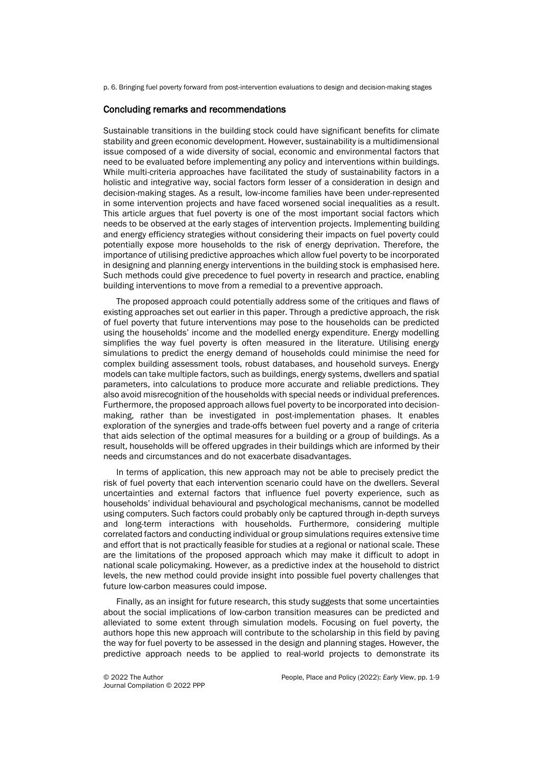## Concluding remarks and recommendations

Sustainable transitions in the building stock could have significant benefits for climate stability and green economic development. However, sustainability is a multidimensional issue composed of a wide diversity of social, economic and environmental factors that need to be evaluated before implementing any policy and interventions within buildings. While multi-criteria approaches have facilitated the study of sustainability factors in a holistic and integrative way, social factors form lesser of a consideration in design and decision-making stages. As a result, low-income families have been under-represented in some intervention projects and have faced worsened social inequalities as a result. This article argues that fuel poverty is one of the most important social factors which needs to be observed at the early stages of intervention projects. Implementing building and energy efficiency strategies without considering their impacts on fuel poverty could potentially expose more households to the risk of energy deprivation. Therefore, the importance of utilising predictive approaches which allow fuel poverty to be incorporated in designing and planning energy interventions in the building stock is emphasised here. Such methods could give precedence to fuel poverty in research and practice, enabling building interventions to move from a remedial to a preventive approach.

The proposed approach could potentially address some of the critiques and flaws of existing approaches set out earlier in this paper. Through a predictive approach, the risk of fuel poverty that future interventions may pose to the households can be predicted using the households' income and the modelled energy expenditure. Energy modelling simplifies the way fuel poverty is often measured in the literature. Utilising energy simulations to predict the energy demand of households could minimise the need for complex building assessment tools, robust databases, and household surveys. Energy models can take multiple factors, such as buildings, energy systems, dwellers and spatial parameters, into calculations to produce more accurate and reliable predictions. They also avoid misrecognition of the households with special needs or individual preferences. Furthermore, the proposed approach allows fuel poverty to be incorporated into decision-making, rather than be investigated in post-implementation phases. It enables exploration of the synergies and trade-offs between fuel poverty and a range of criteria that aids selection of the optimal measures for a building or a group of buildings. As a result, households will be offered upgrades in their buildings which are informed by their needs and circumstances and do not exacerbate disadvantages.

In terms of application, this new approach may not be able to precisely predict the risk of fuel poverty that each intervention scenario could have on the dwellers. Several uncertainties and external factors that influence fuel poverty experience, such as households' individual behavioural and psychological mechanisms, cannot be modelled using computers. Such factors could probably only be captured through in-depth surveys and long-term interactions with households. Furthermore, considering multiple correlated factors and conducting individual or group simulations requires extensive time and effort that is not practically feasible for studies at a regional or national scale. These are the limitations of the proposed approach which may make it difficult to adopt in national scale policymaking. However, as a predictive index at the household to district levels, the new method could provide insight into possible fuel poverty challenges that future low-carbon measures could impose.

Finally, as an insight for future research, this study suggests that some uncertainties about the social implications of low-carbon transition measures can be predicted and alleviated to some extent through simulation models. Focusing on fuel poverty, the authors hope this new approach will contribute to the scholarship in this field by paving the way for fuel poverty to be assessed in the design and planning stages. However, the predictive approach needs to be applied to real-world projects to demonstrate its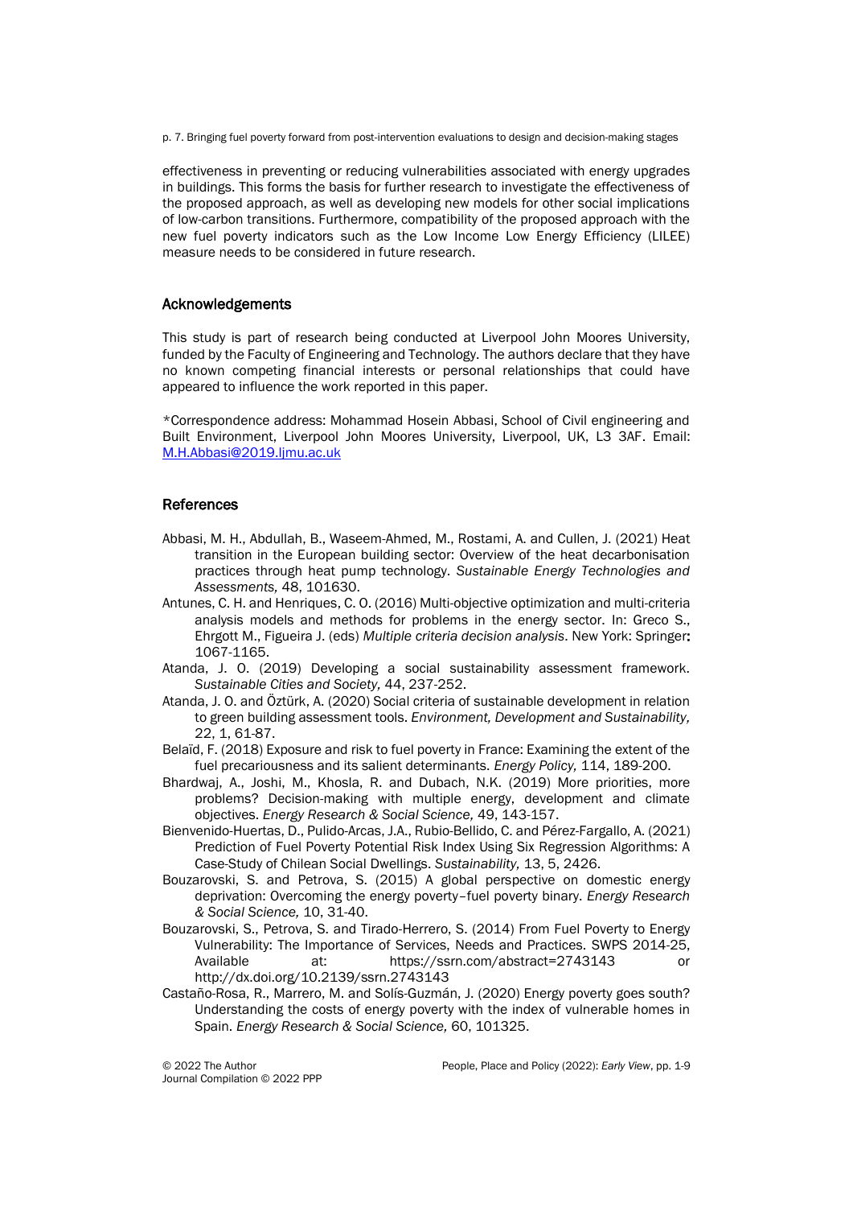effectiveness in preventing or reducing vulnerabilities associated with energy upgrades in buildings. This forms the basis for further research to investigate the effectiveness of the proposed approach, as well as developing new models for other social implications of low-carbon transitions. Furthermore, compatibility of the proposed approach with the new fuel poverty indicators such as the Low Income Low Energy Efficiency (LILEE) measure needs to be considered in future research.

## Acknowledgements

This study is part of research being conducted at Liverpool John Moores University, funded by the Faculty of Engineering and Technology. The authors declare that they have no known competing financial interests or personal relationships that could have appeared to influence the work reported in this paper.

*Correspondence address: Mohammad Hosein Abbasi, School of Civil engineering and Built Environment, Liverpool John Moores University, Liverpool, UK, L3 3AF. Email: M.H.Abbasi@2019.ljmu.ac.uk

## References

Abbasi, M. H., Abdullah, B., Waseem-Ahmed, M., Rostami, A. and Cullen, J. (2021) Heat transition in the European building sector: Overview of the heat decarbonisation practices through heat pump technology. *Sustainable Energy Technologies and Assessments,* 48, 101630.

Antunes, C. H. and Henriques, C. O. (2016) Multi-objective optimization and multi-criteria analysis models and methods for problems in the energy sector. In: Greco S., Ehrgott M., Figueira J. (eds) *Multiple criteria decision analysis*. New York: Springer**:** 1067-1165.

Atanda, J. O. (2019) Developing a social sustainability assessment framework. *Sustainable Cities and Society,* 44, 237-252.

Atanda, J. O. and Öztürk, A. (2020) Social criteria of sustainable development in relation to green building assessment tools. *Environment, Development and Sustainability,* 22, 1, 61-87.

Belaïd, F. (2018) Exposure and risk to fuel poverty in France: Examining the extent of the fuel precariousness and its salient determinants. *Energy Policy,* 114, 189-200.

Bhardwaj, A., Joshi, M., Khosla, R. and Dubach, N.K. (2019) More priorities, more problems? Decision-making with multiple energy, development and climate objectives. *Energy Research & Social Science,* 49, 143-157.

Bienvenido-Huertas, D., Pulido-Arcas, J.A., Rubio-Bellido, C. and Pérez-Fargallo, A. (2021) Prediction of Fuel Poverty Potential Risk Index Using Six Regression Algorithms: A Case-Study of Chilean Social Dwellings. *Sustainability,* 13, 5, 2426.

Bouzarovski, S. and Petrova, S. (2015) A global perspective on domestic energy deprivation: Overcoming the energy poverty–fuel poverty binary. *Energy Research & Social Science,* 10, 31-40.

Bouzarovski, S., Petrova, S. and Tirado-Herrero, S. (2014) From Fuel Poverty to Energy Vulnerability: The Importance of Services, Needs and Practices. SWPS 2014-25, Available at: https://ssrn.com/abstract=2743143 or http://dx.doi.org/10.2139/ssrn.2743143

Castaño-Rosa, R., Marrero, M. and Solís-Guzmán, J. (2020) Energy poverty goes south? Understanding the costs of energy poverty with the index of vulnerable homes in Spain. *Energy Research & Social Science,* 60, 101325.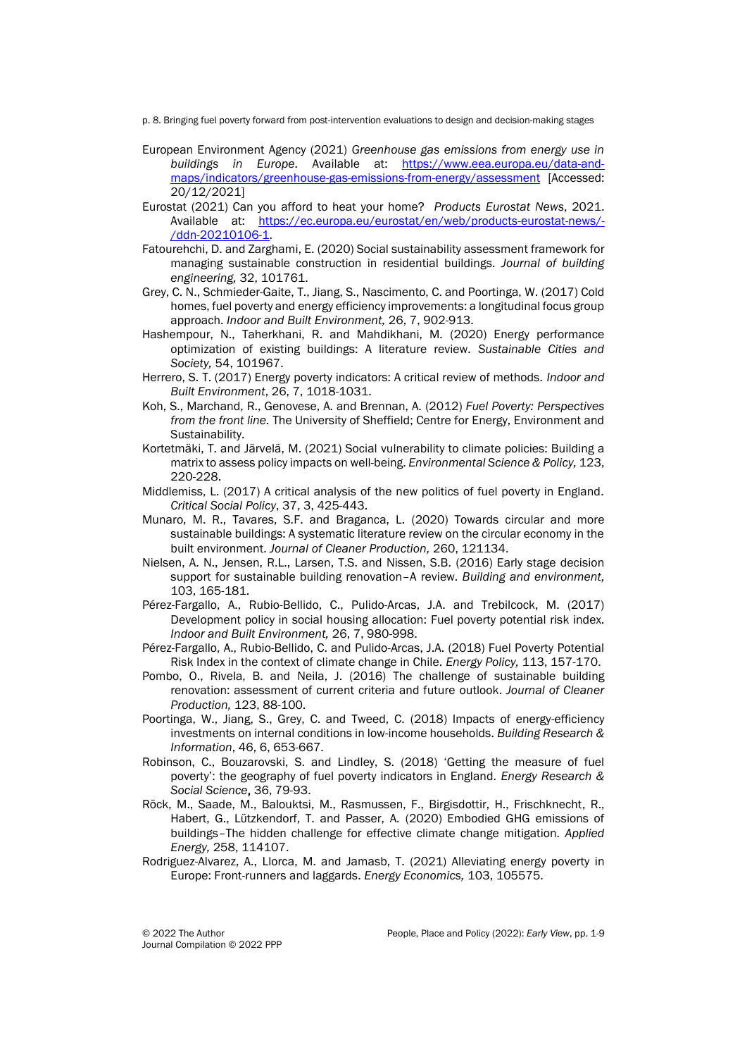European Environment Agency (2021) *Greenhouse gas emissions from energy use in buildings in Europe*. Available at: [https://www.eea.europa.eu/data-and-maps/indicators/greenhouse-gas-emissions-from-energy/assessment](https://www.eea.europa.eu/data-and-maps/indicators/greenhouse-gas-emissions-from-energy/assessment) [Accessed: 20/12/2021]

Eurostat (2021) Can you afford to heat your home? *Products Eurostat News*, 2021. Available at: [https://ec.europa.eu/eurostat/en/web/products-eurostat-news/-/ddn-20210106-1](https://ec.europa.eu/eurostat/en/web/products-eurostat-news/-/ddn-20210106-1).

Fatourehchi, D. and Zarghami, E. (2020) Social sustainability assessment framework for managing sustainable construction in residential buildings. *Journal of building engineering,* 32, 101761.

Grey, C. N., Schmieder-Gaite, T., Jiang, S., Nascimento, C. and Poortinga, W. (2017) Cold homes, fuel poverty and energy efficiency improvements: a longitudinal focus group approach. *Indoor and Built Environment,* 26, 7, 902-913.

Hashempour, N., Taherkhani, R. and Mahdikhani, M. (2020) Energy performance optimization of existing buildings: A literature review. *Sustainable Cities and Society,* 54, 101967.

Herrero, S. T. (2017) Energy poverty indicators: A critical review of methods. *Indoor and Built Environment*, 26, 7, 1018-1031.

Koh, S., Marchand, R., Genovese, A. and Brennan, A. (2012) *Fuel Poverty: Perspectives from the front line.* The University of Sheffield; Centre for Energy, Environment and Sustainability.

Kortetmäki, T. and Järvelä, M. (2021) Social vulnerability to climate policies: Building a matrix to assess policy impacts on well-being. *Environmental Science & Policy,* 123, 220-228.

Middlemiss, L. (2017) A critical analysis of the new politics of fuel poverty in England. *Critical Social Policy*, 37, 3, 425-443.

Munaro, M. R., Tavares, S.F. and Braganca, L. (2020) Towards circular and more sustainable buildings: A systematic literature review on the circular economy in the built environment. *Journal of Cleaner Production,* 260, 121134.

Nielsen, A. N., Jensen, R.L., Larsen, T.S. and Nissen, S.B. (2016) Early stage decision support for sustainable building renovation–A review. *Building and environment,* 103, 165-181.

Pérez-Fargallo, A., Rubio-Bellido, C., Pulido-Arcas, J.A. and Trebilcock, M. (2017) Development policy in social housing allocation: Fuel poverty potential risk index. *Indoor and Built Environment,* 26, 7, 980-998.

Pérez-Fargallo, A., Rubio-Bellido, C. and Pulido-Arcas, J.A. (2018) Fuel Poverty Potential Risk Index in the context of climate change in Chile. *Energy Policy,* 113, 157-170.

Pombo, O., Rivela, B. and Neila, J. (2016) The challenge of sustainable building renovation: assessment of current criteria and future outlook. *Journal of Cleaner Production,* 123, 88-100.

Poortinga, W., Jiang, S., Grey, C. and Tweed, C. (2018) Impacts of energy-efficiency investments on internal conditions in low-income households. *Building Research & Information*, 46, 6, 653-667.

Robinson, C., Bouzarovski, S. and Lindley, S. (2018) 'Getting the measure of fuel poverty': the geography of fuel poverty indicators in England. *Energy Research & Social Science*, 36, 79-93.

Röck, M., Saade, M., Balouktsi, M., Rasmussen, F., Birgisdottir, H., Frischknecht, R., Habert, G., Lützkendorf, T. and Passer, A. (2020) Embodied GHG emissions of buildings–The hidden challenge for effective climate change mitigation. *Applied Energy,* 258, 114107.

Rodriguez-Alvarez, A., Llorca, M. and Jamasb, T. (2021) Alleviating energy poverty in Europe: Front-runners and laggards. *Energy Economics,* 103, 105575.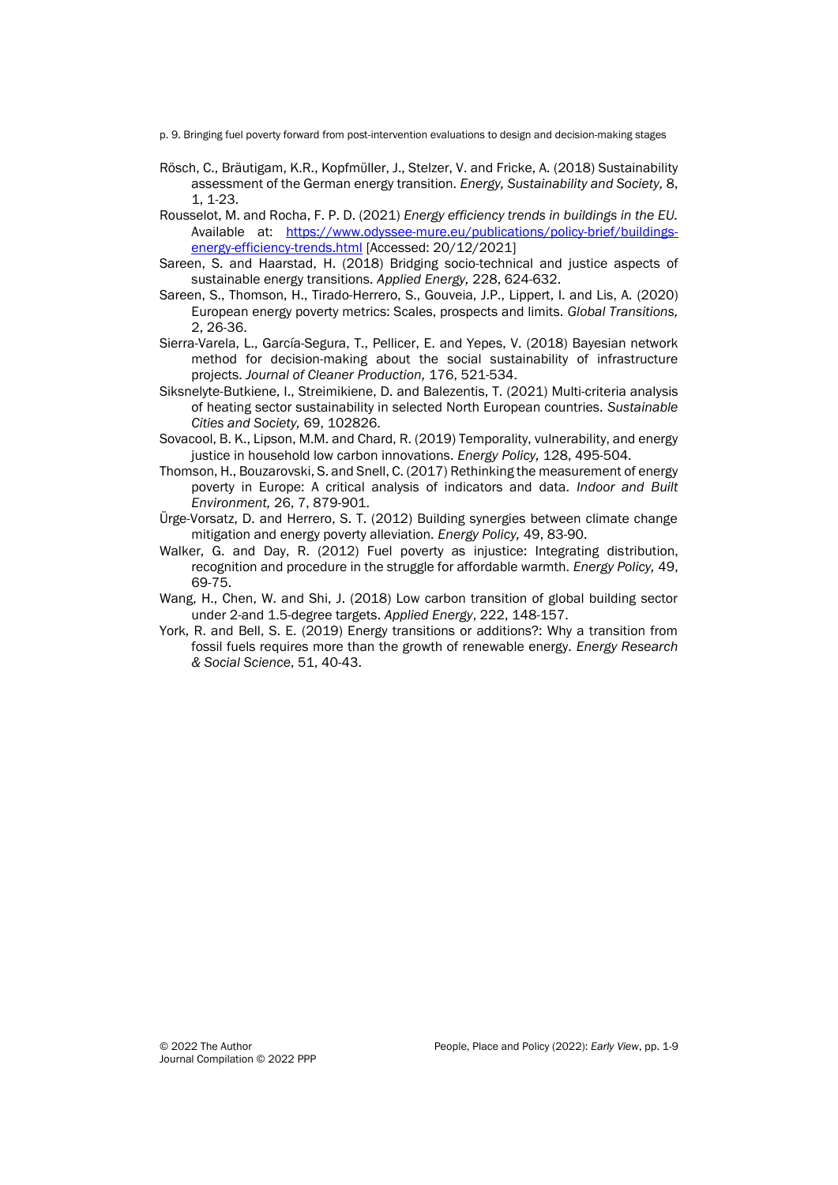Rösch, C., Bräutigam, K.R., Kopfmüller, J., Stelzer, V. and Fricke, A. (2018) Sustainability assessment of the German energy transition. *Energy, Sustainability and Society,* 8, 1, 1-23.

Rousselot, M. and Rocha, F. P. D. (2021) *Energy efficiency trends in buildings in the EU.* Available at: [https://www.odyssee-mure.eu/publications/policy-brief/buildings-energy-efficiency-trends.html](https://www.odyssee-mure.eu/publications/policy-brief/buildings-energy-efficiency-trends.html) [Accessed: 20/12/2021]

Sareen, S. and Haarstad, H. (2018) Bridging socio-technical and justice aspects of sustainable energy transitions. *Applied Energy,* 228, 624-632.

Sareen, S., Thomson, H., Tirado-Herrero, S., Gouveia, J.P., Lippert, I. and Lis, A. (2020) European energy poverty metrics: Scales, prospects and limits. *Global Transitions,* 2, 26-36.

Sierra-Varela, L., García-Segura, T., Pellicer, E. and Yepes, V. (2018) Bayesian network method for decision-making about the social sustainability of infrastructure projects. *Journal of Cleaner Production,* 176, 521-534.

Siksnelyte-Butkiene, I., Streimikiene, D. and Balezentis, T. (2021) Multi-criteria analysis of heating sector sustainability in selected North European countries. *Sustainable Cities and Society,* 69, 102826.

Sovacool, B. K., Lipson, M.M. and Chard, R. (2019) Temporality, vulnerability, and energy justice in household low carbon innovations. *Energy Policy,* 128, 495-504.

Thomson, H., Bouzarovski, S. and Snell, C. (2017) Rethinking the measurement of energy poverty in Europe: A critical analysis of indicators and data. *Indoor and Built Environment,* 26, 7, 879-901.

Ürge-Vorsatz, D. and Herrero, S. T. (2012) Building synergies between climate change mitigation and energy poverty alleviation. *Energy Policy,* 49, 83-90.

Walker, G. and Day, R. (2012) Fuel poverty as injustice: Integrating distribution, recognition and procedure in the struggle for affordable warmth. *Energy Policy,* 49, 69-75.

Wang, H., Chen, W. and Shi, J. (2018) Low carbon transition of global building sector under 2-and 1.5-degree targets. *Applied Energy*, 222, 148-157.

York, R. and Bell, S. E. (2019) Energy transitions or additions?: Why a transition from fossil fuels requires more than the growth of renewable energy. *Energy Research & Social Science*, 51, 40-43.